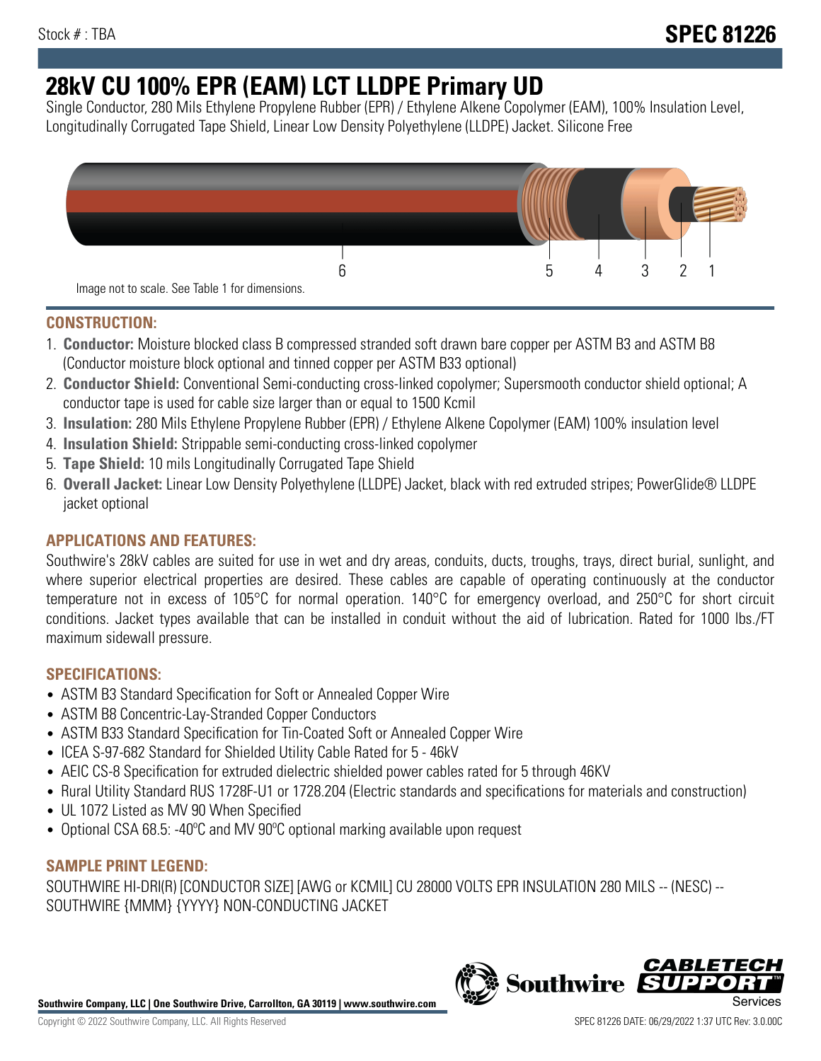Stock # : TBA

**SPEC 81226**

# 28kV CU 100% EPR (EAM) LCT LLDPE Primary UD

Single Conductor, 280 Mils Ethylene Propylene Rubber (EPR) / Ethylene Alkene Copolymer (EAM), 100% Insulation Level, Longitudinally Corrugated Tape Shield, Linear Low Density Polyethylene (LLDPE) Jacket. Silicone Free

6 5 4 3 2 1

Image not to scale. See Table 1 for dimensions.

## CONSTRUCTION:

1. **Conductor:** Moisture blocked class B compressed stranded soft drawn bare copper per ASTM B3 and ASTM B8 (Conductor moisture block optional and tinned copper per ASTM B33 optional)
2. **Conductor Shield:** Conventional Semi-conducting cross-linked copolymer; Supersmooth conductor shield optional; A conductor tape is used for cable size larger than or equal to 1500 Kcmil
3. **Insulation:** 280 Mils Ethylene Propylene Rubber (EPR) / Ethylene Alkene Copolymer (EAM) 100% insulation level
4. **Insulation Shield:** Strippable semi-conducting cross-linked copolymer
5. **Tape Shield:** 10 mils Longitudinally Corrugated Tape Shield
6. **Overall Jacket:** Linear Low Density Polyethylene (LLDPE) Jacket, black with red extruded stripes; PowerGlide® LLDPE jacket optional

## APPLICATIONS AND FEATURES:

Southwire's 28kV cables are suited for use in wet and dry areas, conduits, ducts, troughs, trays, direct burial, sunlight, and where superior electrical properties are desired. These cables are capable of operating continuously at the conductor temperature not in excess of 105°C for normal operation. 140°C for emergency overload, and 250°C for short circuit conditions. Jacket types available that can be installed in conduit without the aid of lubrication. Rated for 1000 lbs./FT maximum sidewall pressure.

## SPECIFICATIONS:

- ASTM B3 Standard Specification for Soft or Annealed Copper Wire
- ASTM B8 Concentric-Lay-Stranded Copper Conductors
- ASTM B33 Standard Specification for Tin-Coated Soft or Annealed Copper Wire
- ICEA S-97-682 Standard for Shielded Utility Cable Rated for 5 - 46kV
- AEIC CS-8 Specification for extruded dielectric shielded power cables rated for 5 through 46KV
- Rural Utility Standard RUS 1728F-U1 or 1728.204 (Electric standards and specifications for materials and construction)
- UL 1072 Listed as MV 90 When Specified
- Optional CSA 68.5: -40ºC and MV 90ºC optional marking available upon request

## SAMPLE PRINT LEGEND:

SOUTHWIRE HI-DRI(R) [CONDUCTOR SIZE] [AWG or KCMIL] CU 28000 VOLTS EPR INSULATION 280 MILS -- (NESC) -- SOUTHWIRE {MMM} {YYYY} NON-CONDUCTING JACKET

**Southwire Company, LLC | One Southwire Drive, Carrollton, GA 30119 | www.southwire.com**

Copyright © 2022 Southwire Company, LLC. All Rights Reserved

SPEC 81226 DATE: 06/29/2022 1:37 UTC Rev: 3.0.00C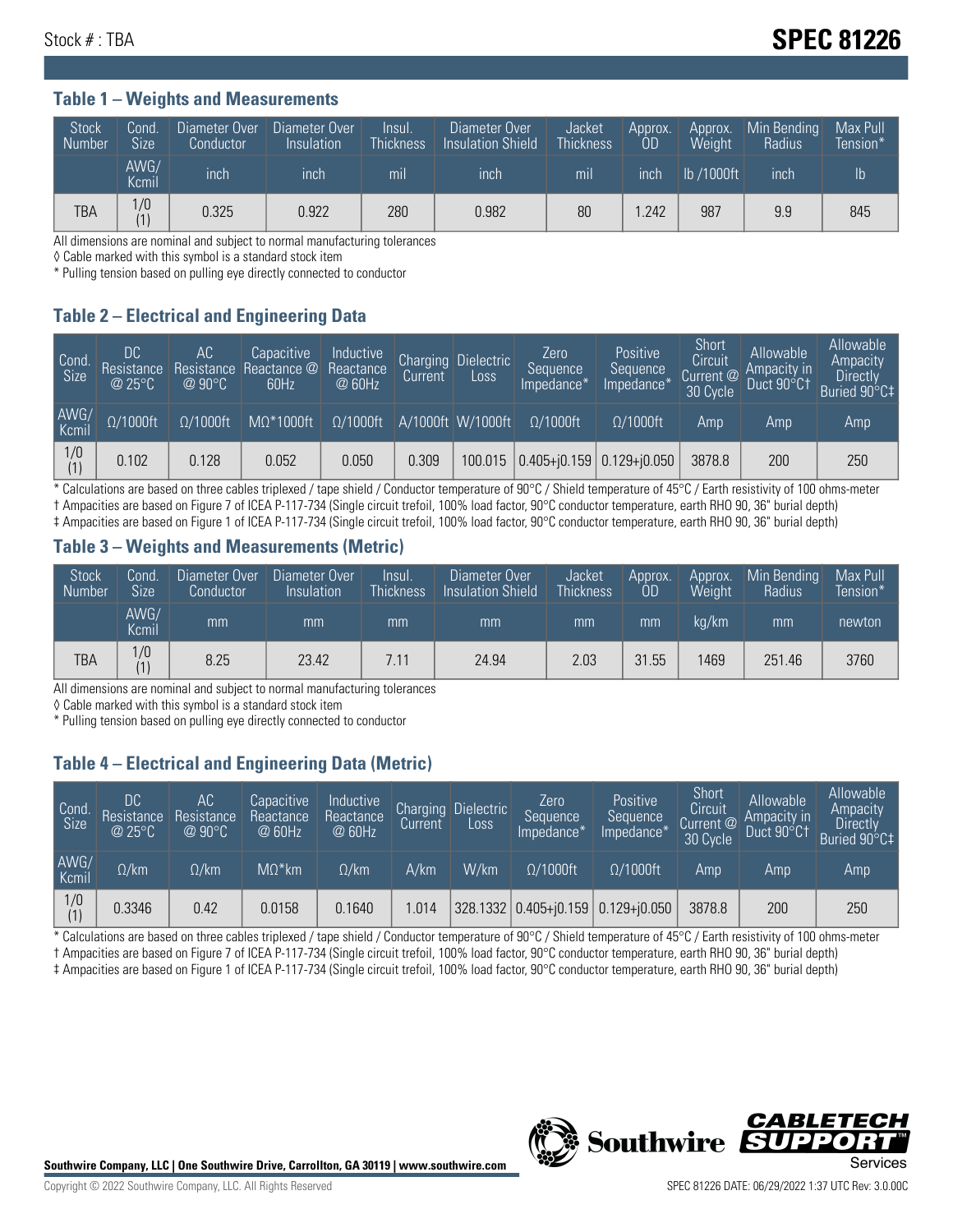Stock # : TBA

# SPEC 81226

### Table 1 – Weights and Measurements

| Stock Number | Cond. Size | Diameter Over Conductor | Diameter Over Insulation | Insul. Thickness | Diameter Over Insulation Shield | Jacket Thickness | Approx. OD | Approx. Weight | Min Bending Radius | Max Pull Tension* |
|---|---|---|---|---|---|---|---|---|---|---|
| | AWG/ Kcmil | inch | inch | mil | inch | mil | inch | lb /1000ft | inch | lb |
| TBA | 1/0 (1) | 0.325 | 0.922 | 280 | 0.982 | 80 | 1.242 | 987 | 9.9 | 845 |

All dimensions are nominal and subject to normal manufacturing tolerances

◊ Cable marked with this symbol is a standard stock item

* Pulling tension based on pulling eye directly connected to conductor

### Table 2 – Electrical and Engineering Data

| Cond. Size | DC Resistance @ 25°C | AC Resistance @ 90°C | Capacitive Reactance @ 60Hz | Inductive Reactance @ 60Hz | Charging Current | Dielectric Loss | Zero Sequence Impedance* | Positive Sequence Impedance* | Short Circuit Current @ 30 Cycle | Allowable Ampacity in Duct 90°C† | Allowable Ampacity Directly Buried 90°C‡ |
|---|---|---|---|---|---|---|---|---|---|---|---|
| AWG/ Kcmil | Ω/1000ft | Ω/1000ft | MΩ*1000ft | Ω/1000ft | A/1000ft | W/1000ft | Ω/1000ft | Ω/1000ft | Amp | Amp | Amp |
| 1/0 (1) | 0.102 | 0.128 | 0.052 | 0.050 | 0.309 | 100.015 | 0.405+j0.159 | 0.129+j0.050 | 3878.8 | 200 | 250 |

* Calculations are based on three cables triplexed / tape shield / Conductor temperature of 90°C / Shield temperature of 45°C / Earth resistivity of 100 ohms-meter

† Ampacities are based on Figure 7 of ICEA P-117-734 (Single circuit trefoil, 100% load factor, 90°C conductor temperature, earth RHO 90, 36" burial depth)

‡ Ampacities are based on Figure 1 of ICEA P-117-734 (Single circuit trefoil, 100% load factor, 90°C conductor temperature, earth RHO 90, 36" burial depth)

### Table 3 – Weights and Measurements (Metric)

| Stock Number | Cond. Size | Diameter Over Conductor | Diameter Over Insulation | Insul. Thickness | Diameter Over Insulation Shield | Jacket Thickness | Approx. OD | Approx. Weight | Min Bending Radius | Max Pull Tension* |
|---|---|---|---|---|---|---|---|---|---|---|
| | AWG/ Kcmil | mm | mm | mm | mm | mm | mm | kg/km | mm | newton |
| TBA | 1/0 (1) | 8.25 | 23.42 | 7.11 | 24.94 | 2.03 | 31.55 | 1469 | 251.46 | 3760 |

All dimensions are nominal and subject to normal manufacturing tolerances

◊ Cable marked with this symbol is a standard stock item

* Pulling tension based on pulling eye directly connected to conductor

### Table 4 – Electrical and Engineering Data (Metric)

| Cond. Size | DC Resistance @ 25°C | AC Resistance @ 90°C | Capacitive Reactance @ 60Hz | Inductive Reactance @ 60Hz | Charging Current | Dielectric Loss | Zero Sequence Impedance* | Positive Sequence Impedance* | Short Circuit Current @ 30 Cycle | Allowable Ampacity in Duct 90°C† | Allowable Ampacity Directly Buried 90°C‡ |
|---|---|---|---|---|---|---|---|---|---|---|---|
| AWG/ Kcmil | Ω/km | Ω/km | MΩ*km | Ω/km | A/km | W/km | Ω/1000ft | Ω/1000ft | Amp | Amp | Amp |
| 1/0 (1) | 0.3346 | 0.42 | 0.0158 | 0.1640 | 1.014 | 328.1332 | 0.405+j0.159 | 0.129+j0.050 | 3878.8 | 200 | 250 |

* Calculations are based on three cables triplexed / tape shield / Conductor temperature of 90°C / Shield temperature of 45°C / Earth resistivity of 100 ohms-meter

† Ampacities are based on Figure 7 of ICEA P-117-734 (Single circuit trefoil, 100% load factor, 90°C conductor temperature, earth RHO 90, 36" burial depth)

‡ Ampacities are based on Figure 1 of ICEA P-117-734 (Single circuit trefoil, 100% load factor, 90°C conductor temperature, earth RHO 90, 36" burial depth)

**Southwire Company, LLC | One Southwire Drive, Carrollton, GA 30119 | www.southwire.com**

Copyright © 2022 Southwire Company, LLC. All Rights Reserved

SPEC 81226 DATE: 06/29/2022 1:37 UTC Rev: 3.0.00C